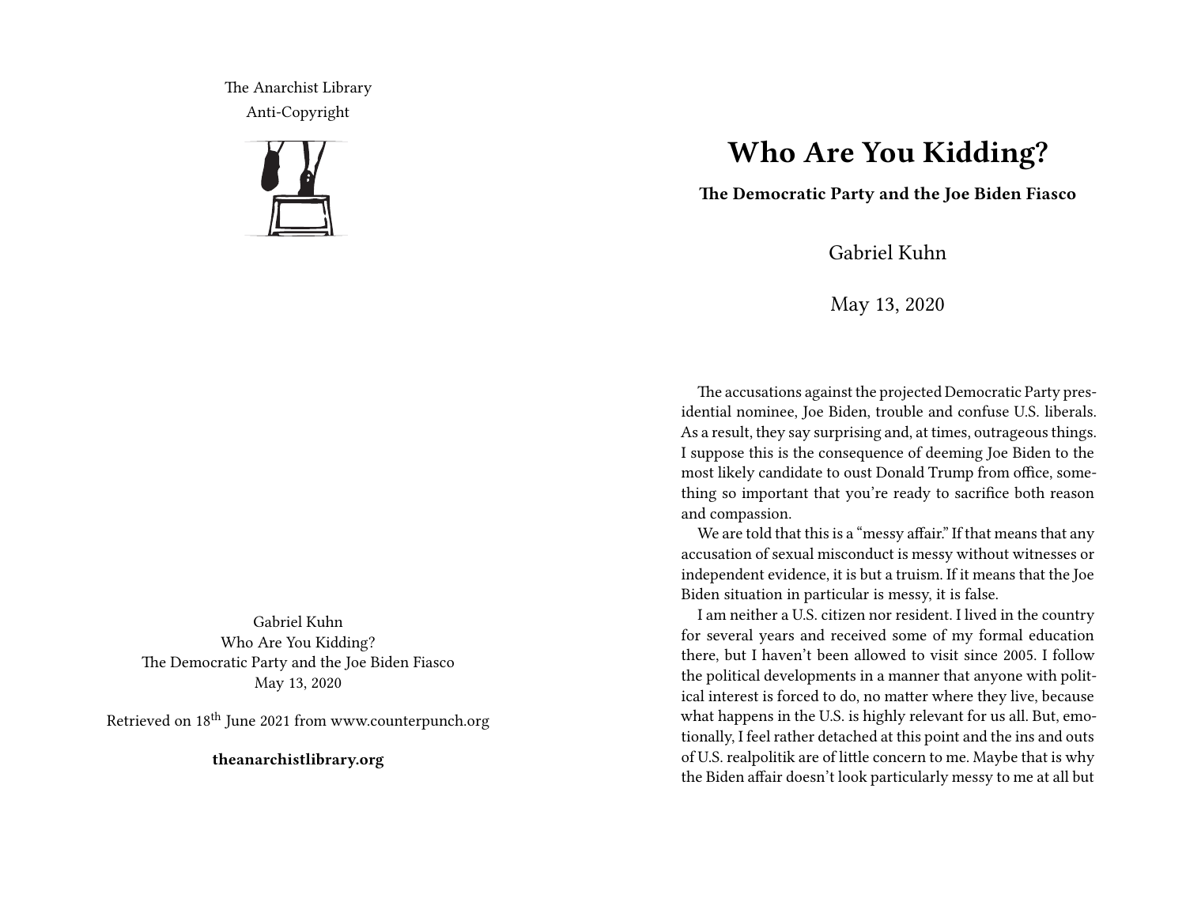The Anarchist Library
Anti-Copyright

Gabriel Kuhn
Who Are You Kidding?
The Democratic Party and the Joe Biden Fiasco
May 13, 2020

Retrieved on 18th June 2021 from www.counterpunch.org

**theanarchistlibrary.org**

# Who Are You Kidding?

**The Democratic Party and the Joe Biden Fiasco**

Gabriel Kuhn

May 13, 2020

The accusations against the projected Democratic Party presidential nominee, Joe Biden, trouble and confuse U.S. liberals. As a result, they say surprising and, at times, outrageous things. I suppose this is the consequence of deeming Joe Biden to the most likely candidate to oust Donald Trump from office, something so important that you're ready to sacrifice both reason and compassion.

We are told that this is a "messy affair." If that means that any accusation of sexual misconduct is messy without witnesses or independent evidence, it is but a truism. If it means that the Joe Biden situation in particular is messy, it is false.

I am neither a U.S. citizen nor resident. I lived in the country for several years and received some of my formal education there, but I haven't been allowed to visit since 2005. I follow the political developments in a manner that anyone with political interest is forced to do, no matter where they live, because what happens in the U.S. is highly relevant for us all. But, emotionally, I feel rather detached at this point and the ins and outs of U.S. realpolitik are of little concern to me. Maybe that is why the Biden affair doesn't look particularly messy to me at all but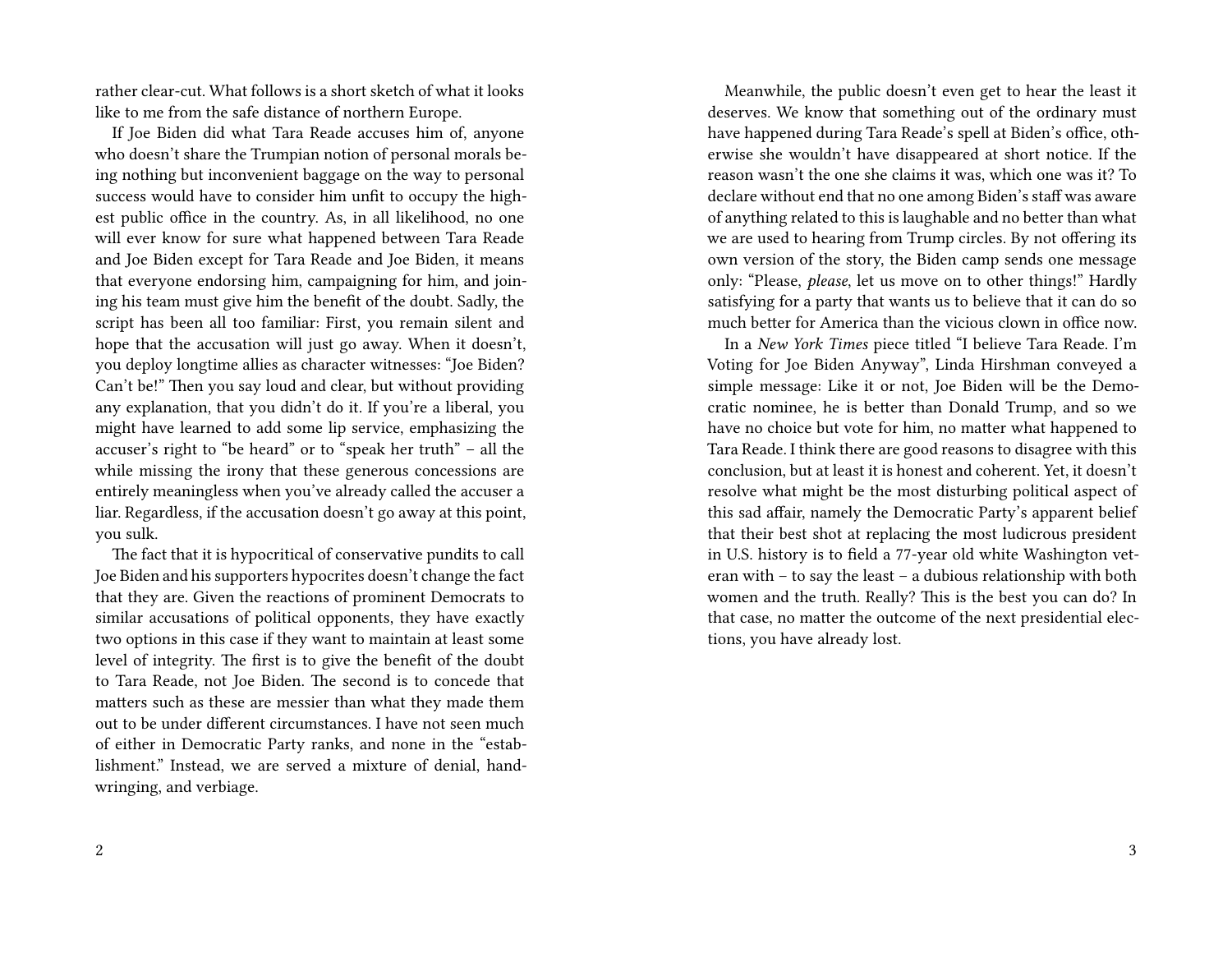rather clear-cut. What follows is a short sketch of what it looks like to me from the safe distance of northern Europe.

If Joe Biden did what Tara Reade accuses him of, anyone who doesn't share the Trumpian notion of personal morals being nothing but inconvenient baggage on the way to personal success would have to consider him unfit to occupy the highest public office in the country. As, in all likelihood, no one will ever know for sure what happened between Tara Reade and Joe Biden except for Tara Reade and Joe Biden, it means that everyone endorsing him, campaigning for him, and joining his team must give him the benefit of the doubt. Sadly, the script has been all too familiar: First, you remain silent and hope that the accusation will just go away. When it doesn't, you deploy longtime allies as character witnesses: "Joe Biden? Can't be!" Then you say loud and clear, but without providing any explanation, that you didn't do it. If you're a liberal, you might have learned to add some lip service, emphasizing the accuser's right to "be heard" or to "speak her truth" – all the while missing the irony that these generous concessions are entirely meaningless when you've already called the accuser a liar. Regardless, if the accusation doesn't go away at this point, you sulk.

The fact that it is hypocritical of conservative pundits to call Joe Biden and his supporters hypocrites doesn't change the fact that they are. Given the reactions of prominent Democrats to similar accusations of political opponents, they have exactly two options in this case if they want to maintain at least some level of integrity. The first is to give the benefit of the doubt to Tara Reade, not Joe Biden. The second is to concede that matters such as these are messier than what they made them out to be under different circumstances. I have not seen much of either in Democratic Party ranks, and none in the "establishment." Instead, we are served a mixture of denial, hand-wringing, and verbiage.

Meanwhile, the public doesn't even get to hear the least it deserves. We know that something out of the ordinary must have happened during Tara Reade's spell at Biden's office, otherwise she wouldn't have disappeared at short notice. If the reason wasn't the one she claims it was, which one was it? To declare without end that no one among Biden's staff was aware of anything related to this is laughable and no better than what we are used to hearing from Trump circles. By not offering its own version of the story, the Biden camp sends one message only: "Please, *please*, let us move on to other things!" Hardly satisfying for a party that wants us to believe that it can do so much better for America than the vicious clown in office now.

In a *New York Times* piece titled "I believe Tara Reade. I'm Voting for Joe Biden Anyway", Linda Hirshman conveyed a simple message: Like it or not, Joe Biden will be the Democratic nominee, he is better than Donald Trump, and so we have no choice but vote for him, no matter what happened to Tara Reade. I think there are good reasons to disagree with this conclusion, but at least it is honest and coherent. Yet, it doesn't resolve what might be the most disturbing political aspect of this sad affair, namely the Democratic Party's apparent belief that their best shot at replacing the most ludicrous president in U.S. history is to field a 77-year old white Washington veteran with – to say the least – a dubious relationship with both women and the truth. Really? This is the best you can do? In that case, no matter the outcome of the next presidential elections, you have already lost.